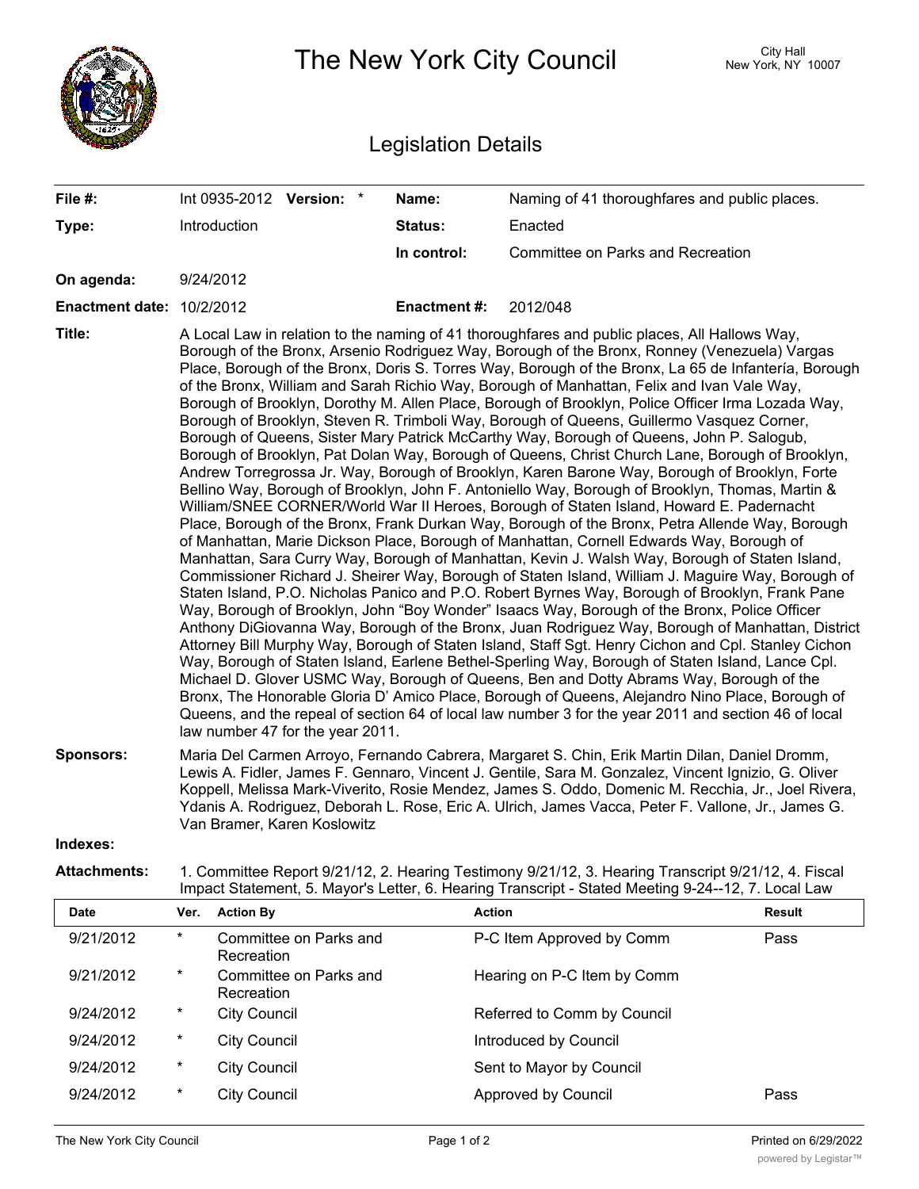# The New York City Council

City Hall
New York, NY 10007

## Legislation Details

| | | | |
|---|---|---|---|
| **File #:** | Int 0935-2012 **Version:** * | **Name:** | Naming of 41 thoroughfares and public places. |
| **Type:** | Introduction | **Status:** | Enacted |
| | | **In control:** | Committee on Parks and Recreation |
| **On agenda:** | 9/24/2012 | | |
| **Enactment date:** | 10/2/2012 | **Enactment #:** | 2012/048 |

**Title:** A Local Law in relation to the naming of 41 thoroughfares and public places, All Hallows Way, Borough of the Bronx, Arsenio Rodriguez Way, Borough of the Bronx, Ronney (Venezuela) Vargas Place, Borough of the Bronx, Doris S. Torres Way, Borough of the Bronx, La 65 de Infantería, Borough of the Bronx, William and Sarah Richio Way, Borough of Manhattan, Felix and Ivan Vale Way, Borough of Brooklyn, Dorothy M. Allen Place, Borough of Brooklyn, Police Officer Irma Lozada Way, Borough of Brooklyn, Steven R. Trimboli Way, Borough of Queens, Guillermo Vasquez Corner, Borough of Queens, Sister Mary Patrick McCarthy Way, Borough of Queens, John P. Salogub, Borough of Brooklyn, Pat Dolan Way, Borough of Queens, Christ Church Lane, Borough of Brooklyn, Andrew Torregrossa Jr. Way, Borough of Brooklyn, Karen Barone Way, Borough of Brooklyn, Forte Bellino Way, Borough of Brooklyn, John F. Antoniello Way, Borough of Brooklyn, Thomas, Martin & William/SNEE CORNER/World War II Heroes, Borough of Staten Island, Howard E. Padernacht Place, Borough of the Bronx, Frank Durkan Way, Borough of the Bronx, Petra Allende Way, Borough of Manhattan, Marie Dickson Place, Borough of Manhattan, Cornell Edwards Way, Borough of Manhattan, Sara Curry Way, Borough of Manhattan, Kevin J. Walsh Way, Borough of Staten Island, Commissioner Richard J. Sheirer Way, Borough of Staten Island, William J. Maguire Way, Borough of Staten Island, P.O. Nicholas Panico and P.O. Robert Byrnes Way, Borough of Brooklyn, Frank Pane Way, Borough of Brooklyn, John "Boy Wonder" Isaacs Way, Borough of the Bronx, Police Officer Anthony DiGiovanna Way, Borough of the Bronx, Juan Rodriguez Way, Borough of Manhattan, District Attorney Bill Murphy Way, Borough of Staten Island, Staff Sgt. Henry Cichon and Cpl. Stanley Cichon Way, Borough of Staten Island, Earlene Bethel-Sperling Way, Borough of Staten Island, Lance Cpl. Michael D. Glover USMC Way, Borough of Queens, Ben and Dotty Abrams Way, Borough of the Bronx, The Honorable Gloria D' Amico Place, Borough of Queens, Alejandro Nino Place, Borough of Queens, and the repeal of section 64 of local law number 3 for the year 2011 and section 46 of local law number 47 for the year 2011.

**Sponsors:** Maria Del Carmen Arroyo, Fernando Cabrera, Margaret S. Chin, Erik Martin Dilan, Daniel Dromm, Lewis A. Fidler, James F. Gennaro, Vincent J. Gentile, Sara M. Gonzalez, Vincent Ignizio, G. Oliver Koppell, Melissa Mark-Viverito, Rosie Mendez, James S. Oddo, Domenic M. Recchia, Jr., Joel Rivera, Ydanis A. Rodriguez, Deborah L. Rose, Eric A. Ulrich, James Vacca, Peter F. Vallone, Jr., James G. Van Bramer, Karen Koslowitz

**Indexes:**

**Attachments:** 1. Committee Report 9/21/12, 2. Hearing Testimony 9/21/12, 3. Hearing Transcript 9/21/12, 4. Fiscal Impact Statement, 5. Mayor's Letter, 6. Hearing Transcript - Stated Meeting 9-24--12, 7. Local Law

| Date | Ver. | Action By | Action | Result |
|---|---|---|---|---|
| 9/21/2012 | * | Committee on Parks and Recreation | P-C Item Approved by Comm | Pass |
| 9/21/2012 | * | Committee on Parks and Recreation | Hearing on P-C Item by Comm | |
| 9/24/2012 | * | City Council | Referred to Comm by Council | |
| 9/24/2012 | * | City Council | Introduced by Council | |
| 9/24/2012 | * | City Council | Sent to Mayor by Council | |
| 9/24/2012 | * | City Council | Approved by Council | Pass |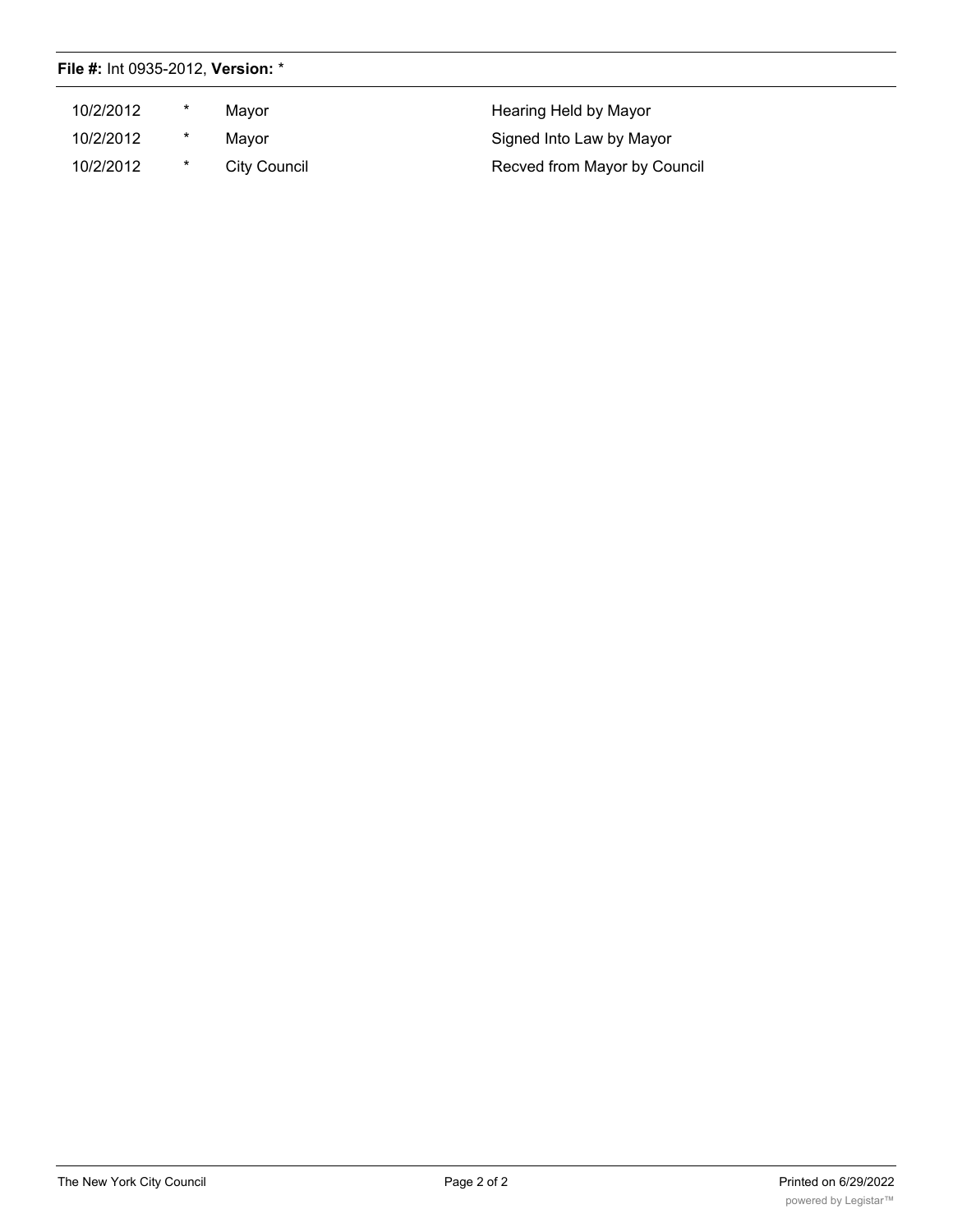**File #:** Int 0935-2012, **Version:** *

| | | | |
|---|---|---|---|
| 10/2/2012 | * | Mayor | Hearing Held by Mayor |
| 10/2/2012 | * | Mayor | Signed Into Law by Mayor |
| 10/2/2012 | * | City Council | Recved from Mayor by Council |